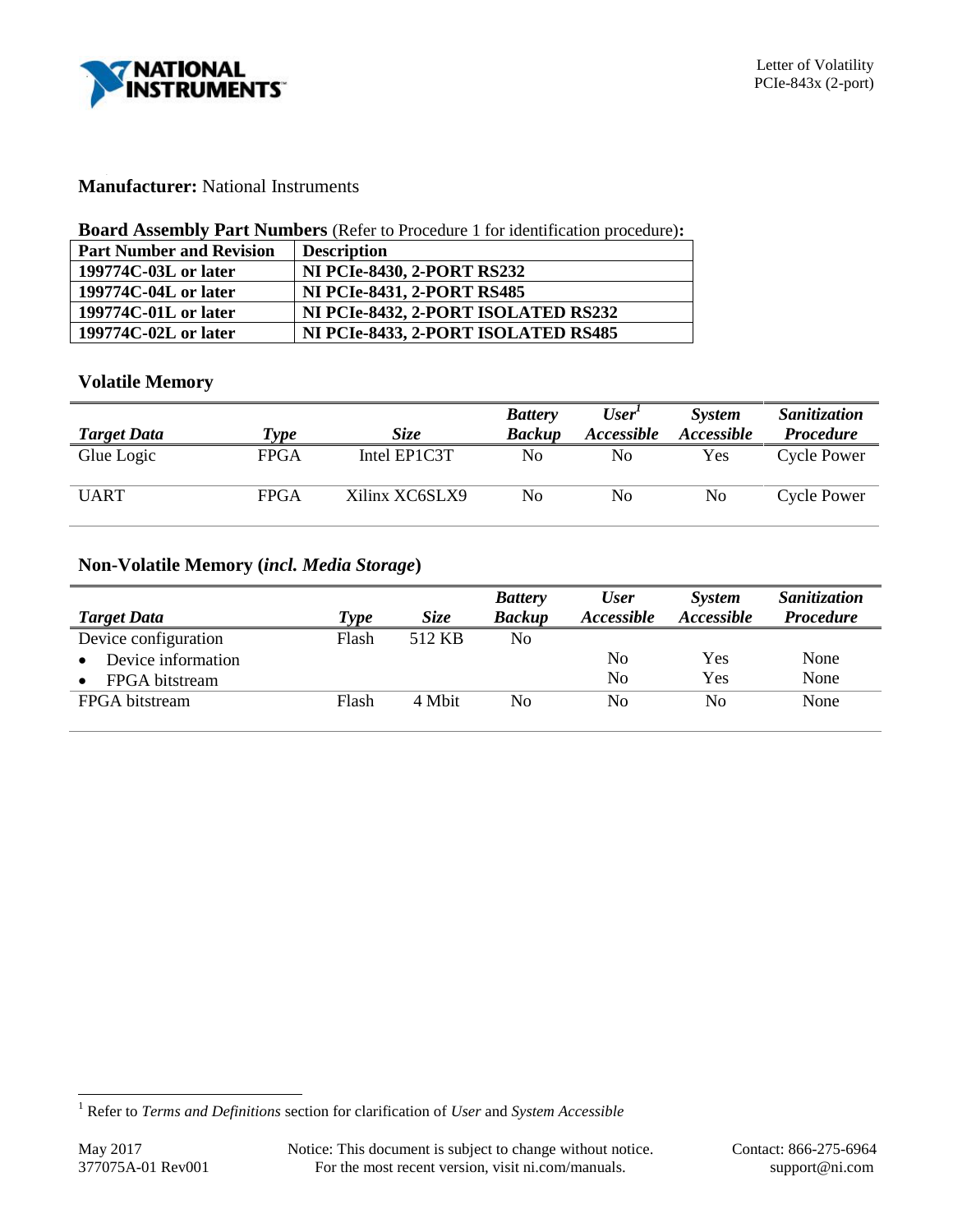**Manufacturer:** National Instruments

**Board Assembly Part Numbers** (Refer to Procedure 1 for identification procedure)**:**

| **Part Number and Revision** | **Description** |
|---|---|
| **199774C-03L or later** | **NI PCIe-8430, 2-PORT RS232** |
| **199774C-04L or later** | **NI PCIe-8431, 2-PORT RS485** |
| **199774C-01L or later** | **NI PCIe-8432, 2-PORT ISOLATED RS232** |
| **199774C-02L or later** | **NI PCIe-8433, 2-PORT ISOLATED RS485** |

## Volatile Memory

| ***Target Data*** | ***Type*** | ***Size*** | ***Battery Backup*** | ***User[1] Accessible*** | ***System Accessible*** | ***Sanitization Procedure*** |
|---|---|---|---|---|---|---|
| Glue Logic | FPGA | Intel EP1C3T | No | No | Yes | Cycle Power |
| UART | FPGA | Xilinx XC6SLX9 | No | No | No | Cycle Power |

## Non-Volatile Memory (*incl. Media Storage*)

| ***Target Data*** | ***Type*** | ***Size*** | ***Battery Backup*** | ***User Accessible*** | ***System Accessible*** | ***Sanitization Procedure*** |
|---|---|---|---|---|---|---|
| Device configuration | Flash | 512 KB | No | | | |
| • Device information | | | | No | Yes | None |
| • FPGA bitstream | | | | No | Yes | None |
| FPGA bitstream | Flash | 4 Mbit | No | No | No | None |

[1] Refer to *Terms and Definitions* section for clarification of *User* and *System Accessible*

May 2017
377075A-01 Rev001

Notice: This document is subject to change without notice.
For the most recent version, visit ni.com/manuals.

Contact: 866-275-6964
support@ni.com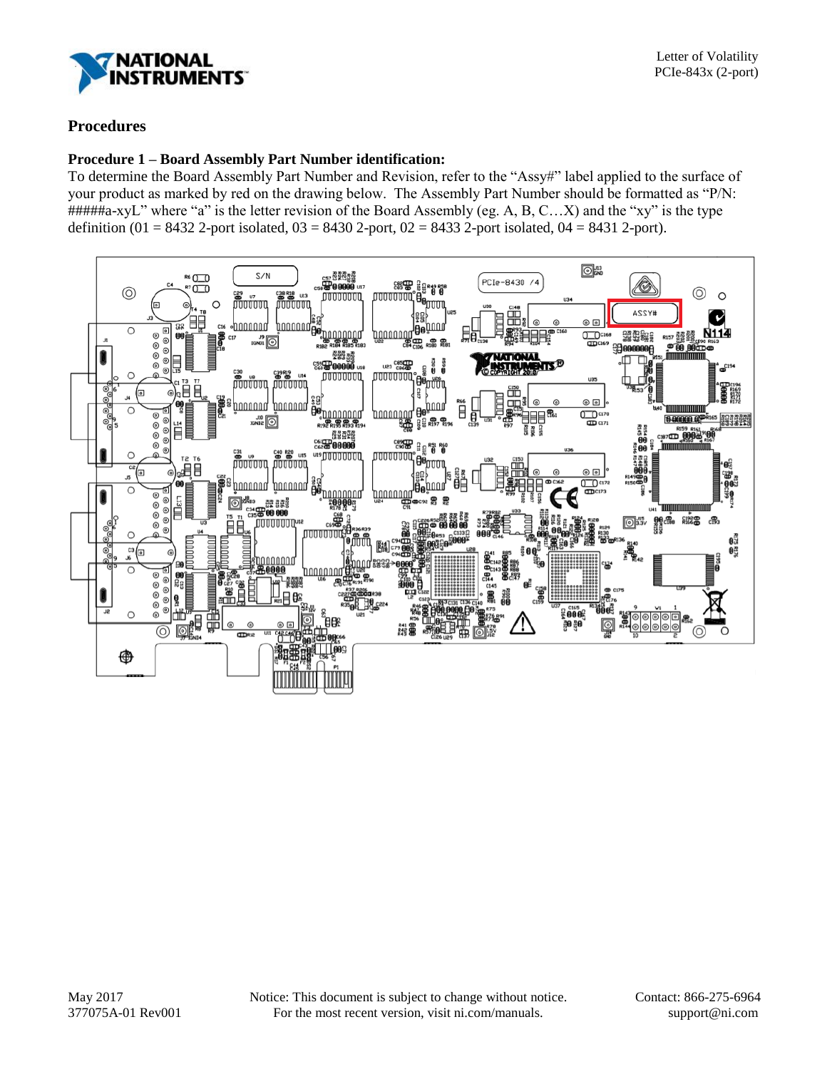## Procedures

### Procedure 1 – Board Assembly Part Number identification:

To determine the Board Assembly Part Number and Revision, refer to the "Assy#" label applied to the surface of your product as marked by red on the drawing below. The Assembly Part Number should be formatted as "P/N: #####a-xyL" where "a" is the letter revision of the Board Assembly (eg. A, B, C…X) and the "xy" is the type definition (01 = 8432 2-port isolated, 03 = 8430 2-port, 02 = 8433 2-port isolated, 04 = 8431 2-port).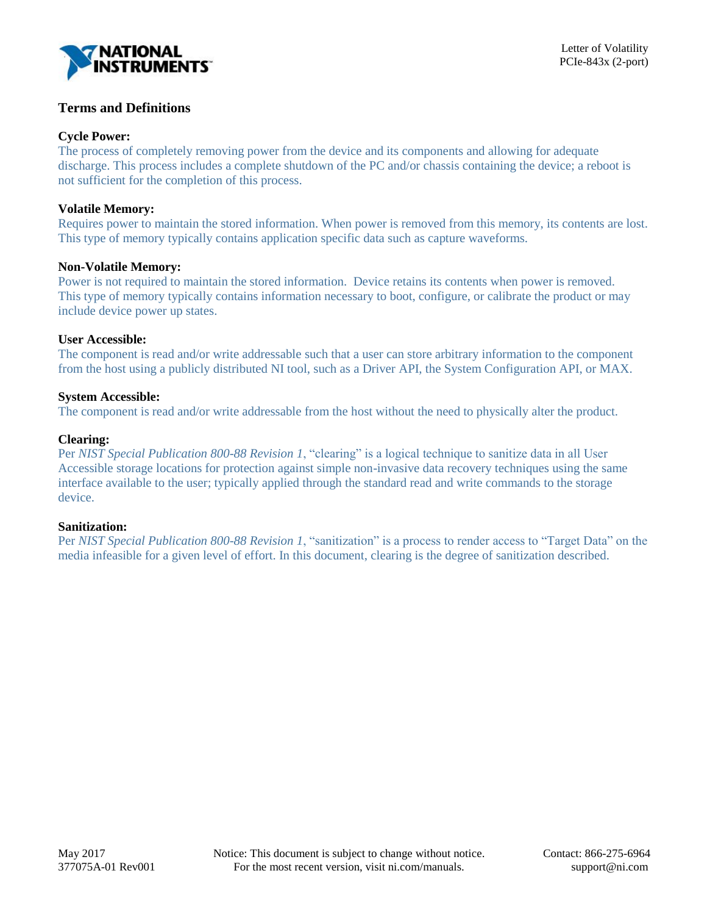## Terms and Definitions

**Cycle Power:**
The process of completely removing power from the device and its components and allowing for adequate discharge. This process includes a complete shutdown of the PC and/or chassis containing the device; a reboot is not sufficient for the completion of this process.

**Volatile Memory:**
Requires power to maintain the stored information. When power is removed from this memory, its contents are lost. This type of memory typically contains application specific data such as capture waveforms.

**Non-Volatile Memory:**
Power is not required to maintain the stored information. Device retains its contents when power is removed. This type of memory typically contains information necessary to boot, configure, or calibrate the product or may include device power up states.

**User Accessible:**
The component is read and/or write addressable such that a user can store arbitrary information to the component from the host using a publicly distributed NI tool, such as a Driver API, the System Configuration API, or MAX.

**System Accessible:**
The component is read and/or write addressable from the host without the need to physically alter the product.

**Clearing:**
Per *NIST Special Publication 800-88 Revision 1*, "clearing" is a logical technique to sanitize data in all User Accessible storage locations for protection against simple non-invasive data recovery techniques using the same interface available to the user; typically applied through the standard read and write commands to the storage device.

**Sanitization:**
Per *NIST Special Publication 800-88 Revision 1*, "sanitization" is a process to render access to "Target Data" on the media infeasible for a given level of effort. In this document, clearing is the degree of sanitization described.